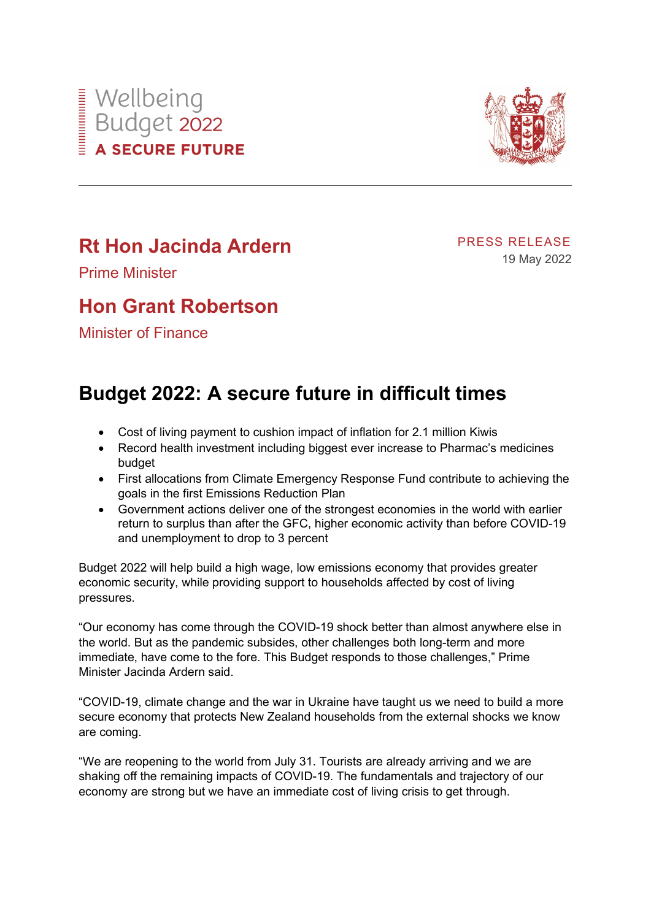Wellbeing
Budget 2022
**A SECURE FUTURE**

## Rt Hon Jacinda Ardern

Prime Minister

## Hon Grant Robertson

Minister of Finance

PRESS RELEASE
19 May 2022

# Budget 2022: A secure future in difficult times

- Cost of living payment to cushion impact of inflation for 2.1 million Kiwis
- Record health investment including biggest ever increase to Pharmac's medicines budget
- First allocations from Climate Emergency Response Fund contribute to achieving the goals in the first Emissions Reduction Plan
- Government actions deliver one of the strongest economies in the world with earlier return to surplus than after the GFC, higher economic activity than before COVID-19 and unemployment to drop to 3 percent

Budget 2022 will help build a high wage, low emissions economy that provides greater economic security, while providing support to households affected by cost of living pressures.

"Our economy has come through the COVID-19 shock better than almost anywhere else in the world. But as the pandemic subsides, other challenges both long-term and more immediate, have come to the fore. This Budget responds to those challenges," Prime Minister Jacinda Ardern said.

"COVID-19, climate change and the war in Ukraine have taught us we need to build a more secure economy that protects New Zealand households from the external shocks we know are coming.

"We are reopening to the world from July 31. Tourists are already arriving and we are shaking off the remaining impacts of COVID-19. The fundamentals and trajectory of our economy are strong but we have an immediate cost of living crisis to get through.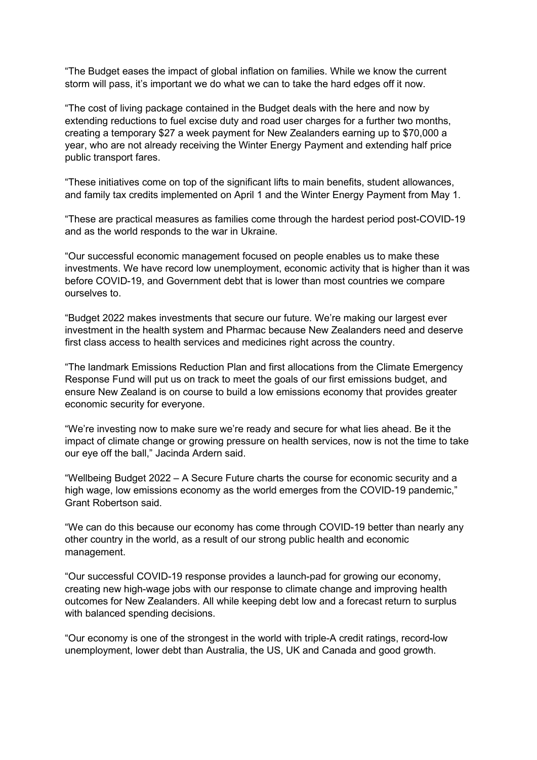"The Budget eases the impact of global inflation on families. While we know the current storm will pass, it's important we do what we can to take the hard edges off it now.

"The cost of living package contained in the Budget deals with the here and now by extending reductions to fuel excise duty and road user charges for a further two months, creating a temporary $27 a week payment for New Zealanders earning up to $70,000 a year, who are not already receiving the Winter Energy Payment and extending half price public transport fares.

"These initiatives come on top of the significant lifts to main benefits, student allowances, and family tax credits implemented on April 1 and the Winter Energy Payment from May 1.

"These are practical measures as families come through the hardest period post-COVID-19 and as the world responds to the war in Ukraine.

"Our successful economic management focused on people enables us to make these investments. We have record low unemployment, economic activity that is higher than it was before COVID-19, and Government debt that is lower than most countries we compare ourselves to.

"Budget 2022 makes investments that secure our future. We're making our largest ever investment in the health system and Pharmac because New Zealanders need and deserve first class access to health services and medicines right across the country.

"The landmark Emissions Reduction Plan and first allocations from the Climate Emergency Response Fund will put us on track to meet the goals of our first emissions budget, and ensure New Zealand is on course to build a low emissions economy that provides greater economic security for everyone.

"We're investing now to make sure we're ready and secure for what lies ahead. Be it the impact of climate change or growing pressure on health services, now is not the time to take our eye off the ball," Jacinda Ardern said.

"Wellbeing Budget 2022 – A Secure Future charts the course for economic security and a high wage, low emissions economy as the world emerges from the COVID-19 pandemic," Grant Robertson said.

"We can do this because our economy has come through COVID-19 better than nearly any other country in the world, as a result of our strong public health and economic management.

"Our successful COVID-19 response provides a launch-pad for growing our economy, creating new high-wage jobs with our response to climate change and improving health outcomes for New Zealanders. All while keeping debt low and a forecast return to surplus with balanced spending decisions.

"Our economy is one of the strongest in the world with triple-A credit ratings, record-low unemployment, lower debt than Australia, the US, UK and Canada and good growth.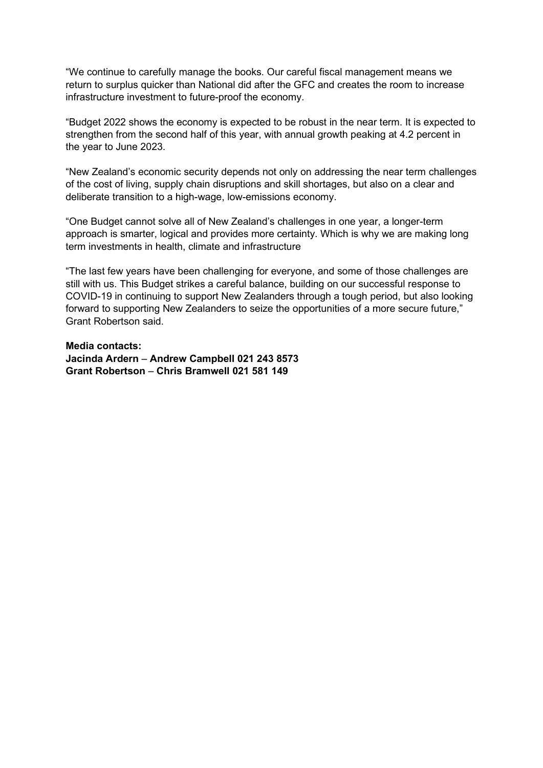“We continue to carefully manage the books. Our careful fiscal management means we return to surplus quicker than National did after the GFC and creates the room to increase infrastructure investment to future-proof the economy.

“Budget 2022 shows the economy is expected to be robust in the near term. It is expected to strengthen from the second half of this year, with annual growth peaking at 4.2 percent in the year to June 2023.

“New Zealand’s economic security depends not only on addressing the near term challenges of the cost of living, supply chain disruptions and skill shortages, but also on a clear and deliberate transition to a high-wage, low-emissions economy.

“One Budget cannot solve all of New Zealand’s challenges in one year, a longer-term approach is smarter, logical and provides more certainty. Which is why we are making long term investments in health, climate and infrastructure

“The last few years have been challenging for everyone, and some of those challenges are still with us. This Budget strikes a careful balance, building on our successful response to COVID-19 in continuing to support New Zealanders through a tough period, but also looking forward to supporting New Zealanders to seize the opportunities of a more secure future,” Grant Robertson said.

**Media contacts:**
**Jacinda Ardern – Andrew Campbell 021 243 8573**
**Grant Robertson – Chris Bramwell 021 581 149**